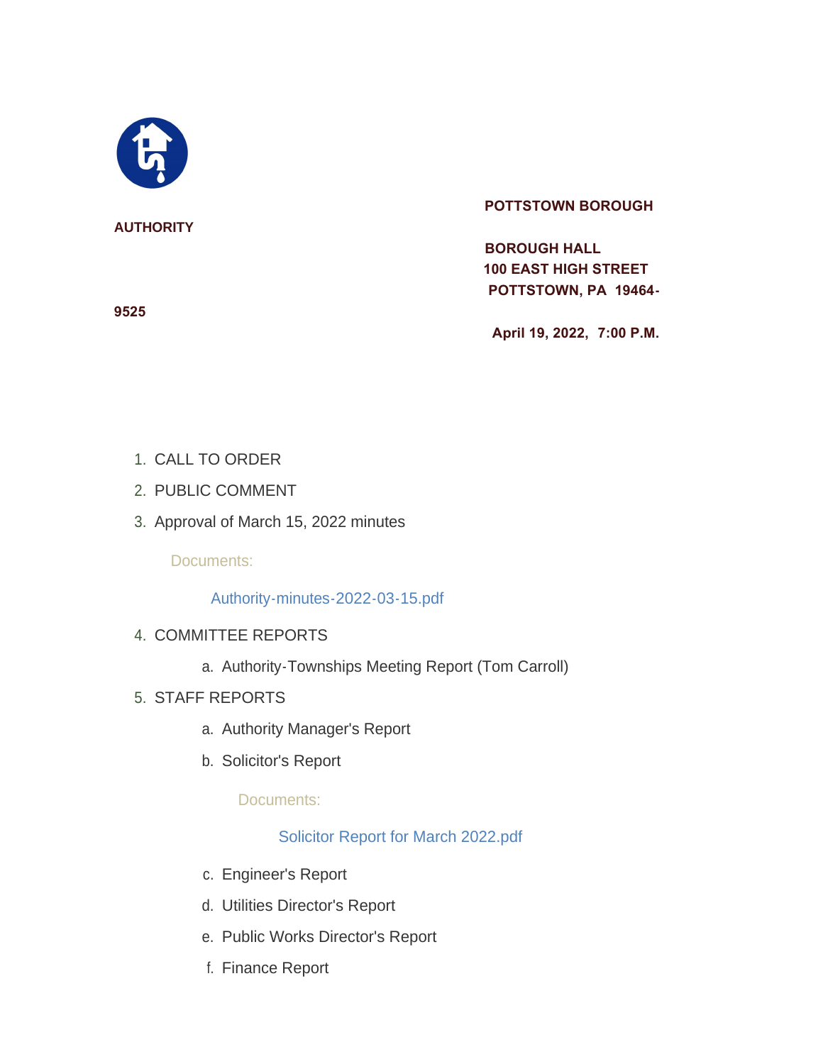**POTTSTOWN BOROUGH AUTHORITY**

**BOROUGH HALL**
**100 EAST HIGH STREET**
**POTTSTOWN, PA 19464-9525**

**April 19, 2022, 7:00 P.M.**

1. CALL TO ORDER
2. PUBLIC COMMENT
3. Approval of March 15, 2022 minutes

   Documents:

   Authority-minutes-2022-03-15.pdf

4. COMMITTEE REPORTS
   a. Authority-Townships Meeting Report (Tom Carroll)
5. STAFF REPORTS
   a. Authority Manager's Report
   b. Solicitor's Report

      Documents:

      Solicitor Report for March 2022.pdf

   c. Engineer's Report
   d. Utilities Director's Report
   e. Public Works Director's Report
   f. Finance Report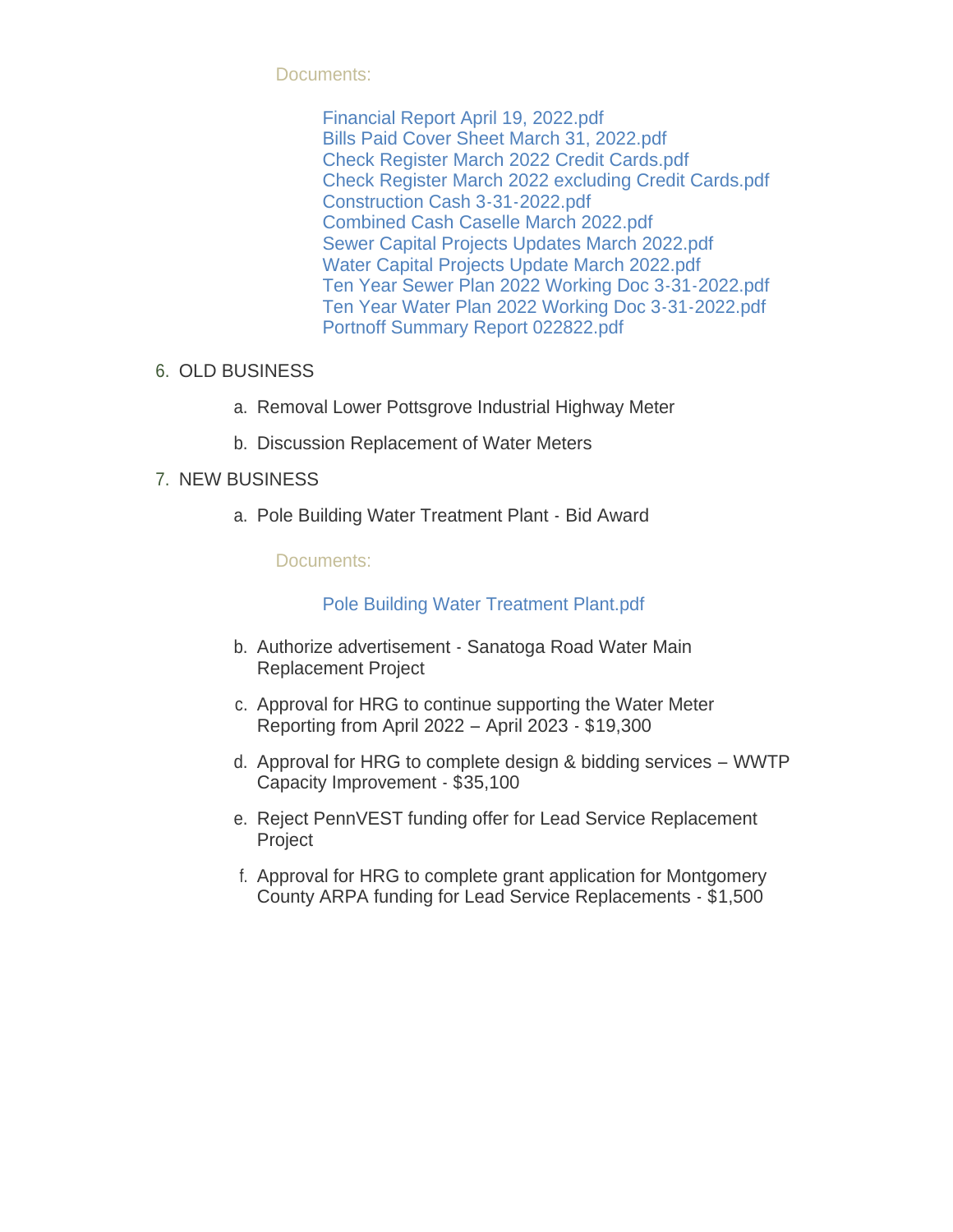Documents:

- Financial Report April 19, 2022.pdf
- Bills Paid Cover Sheet March 31, 2022.pdf
- Check Register March 2022 Credit Cards.pdf
- Check Register March 2022 excluding Credit Cards.pdf
- Construction Cash 3-31-2022.pdf
- Combined Cash Caselle March 2022.pdf
- Sewer Capital Projects Updates March 2022.pdf
- Water Capital Projects Update March 2022.pdf
- Ten Year Sewer Plan 2022 Working Doc 3-31-2022.pdf
- Ten Year Water Plan 2022 Working Doc 3-31-2022.pdf
- Portnoff Summary Report 022822.pdf

6. OLD BUSINESS

   a. Removal Lower Pottsgrove Industrial Highway Meter

   b. Discussion Replacement of Water Meters

7. NEW BUSINESS

   a. Pole Building Water Treatment Plant - Bid Award

      Documents:

      - Pole Building Water Treatment Plant.pdf

   b. Authorize advertisement - Sanatoga Road Water Main Replacement Project

   c. Approval for HRG to continue supporting the Water Meter Reporting from April 2022 – April 2023 - $19,300

   d. Approval for HRG to complete design & bidding services – WWTP Capacity Improvement - $35,100

   e. Reject PennVEST funding offer for Lead Service Replacement Project

   f. Approval for HRG to complete grant application for Montgomery County ARPA funding for Lead Service Replacements - $1,500